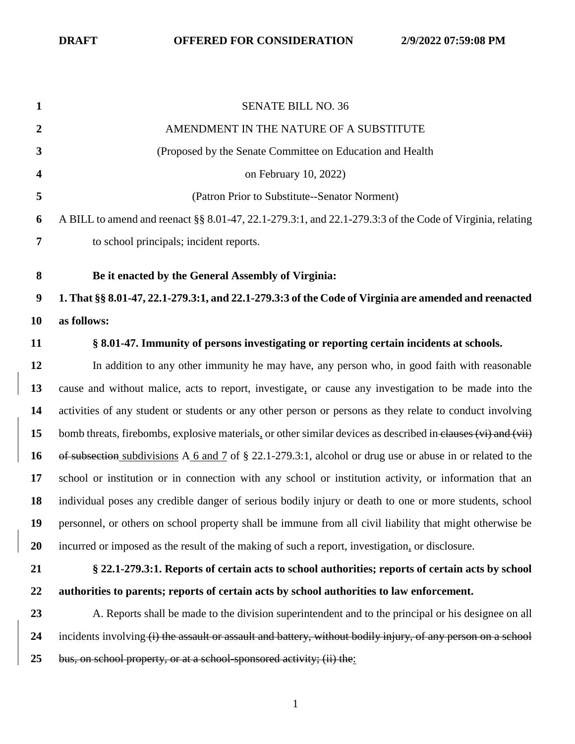**DRAFT** **OFFERED FOR CONSIDERATION** **2/9/2022 07:59:08 PM**

SENATE BILL NO. 36

AMENDMENT IN THE NATURE OF A SUBSTITUTE

(Proposed by the Senate Committee on Education and Health

on February 10, 2022)

(Patron Prior to Substitute--Senator Norment)

A BILL to amend and reenact §§ 8.01-47, 22.1-279.3:1, and 22.1-279.3:3 of the Code of Virginia, relating to school principals; incident reports.

**Be it enacted by the General Assembly of Virginia:**

**1. That §§ 8.01-47, 22.1-279.3:1, and 22.1-279.3:3 of the Code of Virginia are amended and reenacted as follows:**

**§ 8.01-47. Immunity of persons investigating or reporting certain incidents at schools.**

In addition to any other immunity he may have, any person who, in good faith with reasonable cause and without malice, acts to report, investigate, or cause any investigation to be made into the activities of any student or students or any other person or persons as they relate to conduct involving bomb threats, firebombs, explosive materials, or other similar devices as described in ~~clauses (vi) and (vii) of subsection~~ <u>subdivisions</u> A <u>6 and 7</u> of § 22.1-279.3:1, alcohol or drug use or abuse in or related to the school or institution or in connection with any school or institution activity, or information that an individual poses any credible danger of serious bodily injury or death to one or more students, school personnel, or others on school property shall be immune from all civil liability that might otherwise be incurred or imposed as the result of the making of such a report, investigation, or disclosure.

**§ 22.1-279.3:1. Reports of certain acts to school authorities; reports of certain acts by school authorities to parents; reports of certain acts by school authorities to law enforcement.**

A. Reports shall be made to the division superintendent and to the principal or his designee on all incidents involving ~~(i) the assault or assault and battery, without bodily injury, of any person on a school bus, on school property, or at a school-sponsored activity; (ii) the~~<u>:</u>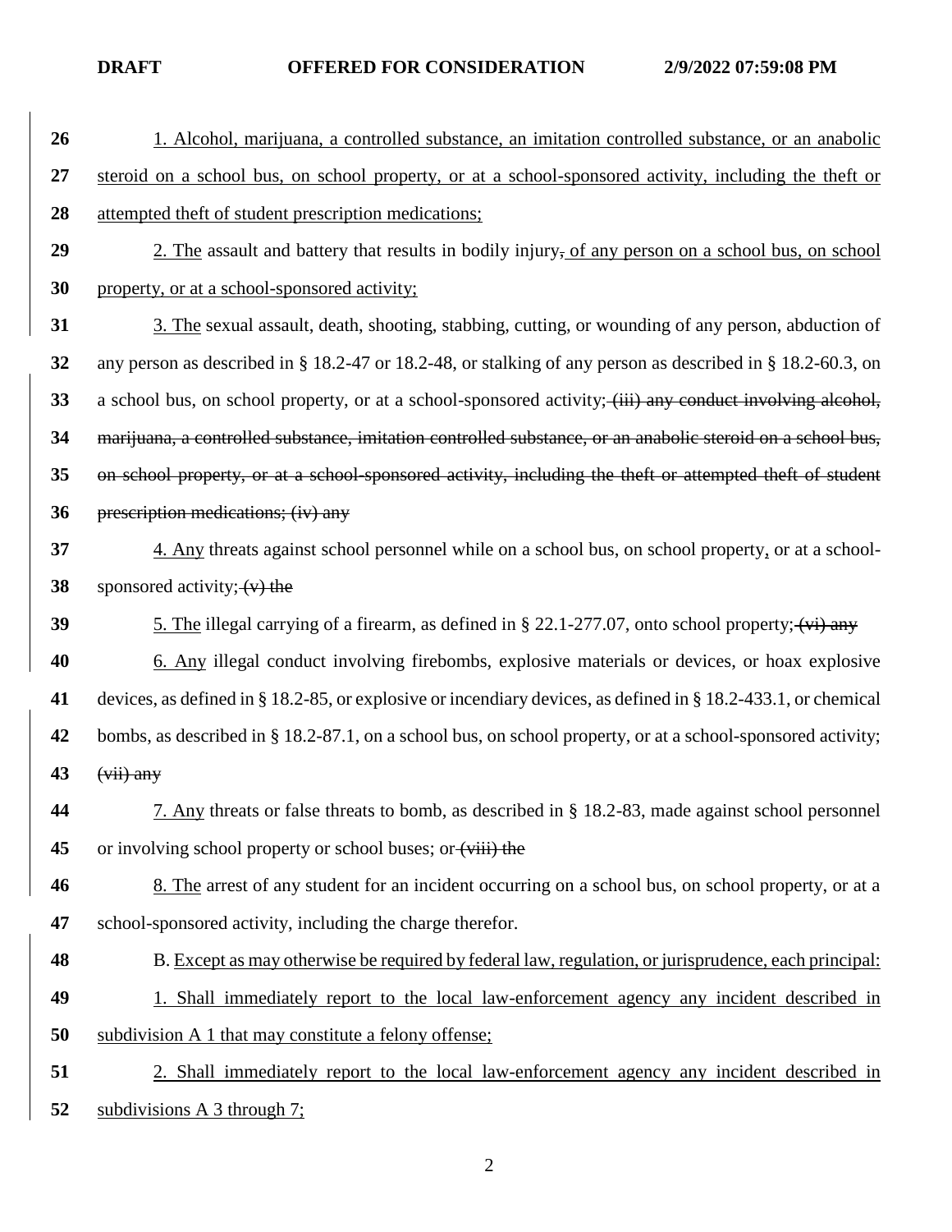1. Alcohol, marijuana, a controlled substance, an imitation controlled substance, or an anabolic steroid on a school bus, on school property, or at a school-sponsored activity, including the theft or attempted theft of student prescription medications;

2. The assault and battery that results in bodily injury, of any person on a school bus, on school property, or at a school-sponsored activity;

3. The sexual assault, death, shooting, stabbing, cutting, or wounding of any person, abduction of any person as described in § 18.2-47 or 18.2-48, or stalking of any person as described in § 18.2-60.3, on a school bus, on school property, or at a school-sponsored activity; ~~(iii) any conduct involving alcohol, marijuana, a controlled substance, imitation controlled substance, or an anabolic steroid on a school bus, on school property, or at a school-sponsored activity, including the theft or attempted theft of student prescription medications; (iv) any~~

4. Any threats against school personnel while on a school bus, on school property, or at a school-sponsored activity; ~~(v) the~~

5. The illegal carrying of a firearm, as defined in § 22.1-277.07, onto school property; ~~(vi) any~~

6. Any illegal conduct involving firebombs, explosive materials or devices, or hoax explosive devices, as defined in § 18.2-85, or explosive or incendiary devices, as defined in § 18.2-433.1, or chemical bombs, as described in § 18.2-87.1, on a school bus, on school property, or at a school-sponsored activity; ~~(vii) any~~

7. Any threats or false threats to bomb, as described in § 18.2-83, made against school personnel or involving school property or school buses; or ~~(viii) the~~

8. The arrest of any student for an incident occurring on a school bus, on school property, or at a school-sponsored activity, including the charge therefor.

B. Except as may otherwise be required by federal law, regulation, or jurisprudence, each principal:

1. Shall immediately report to the local law-enforcement agency any incident described in subdivision A 1 that may constitute a felony offense;

2. Shall immediately report to the local law-enforcement agency any incident described in subdivisions A 3 through 7;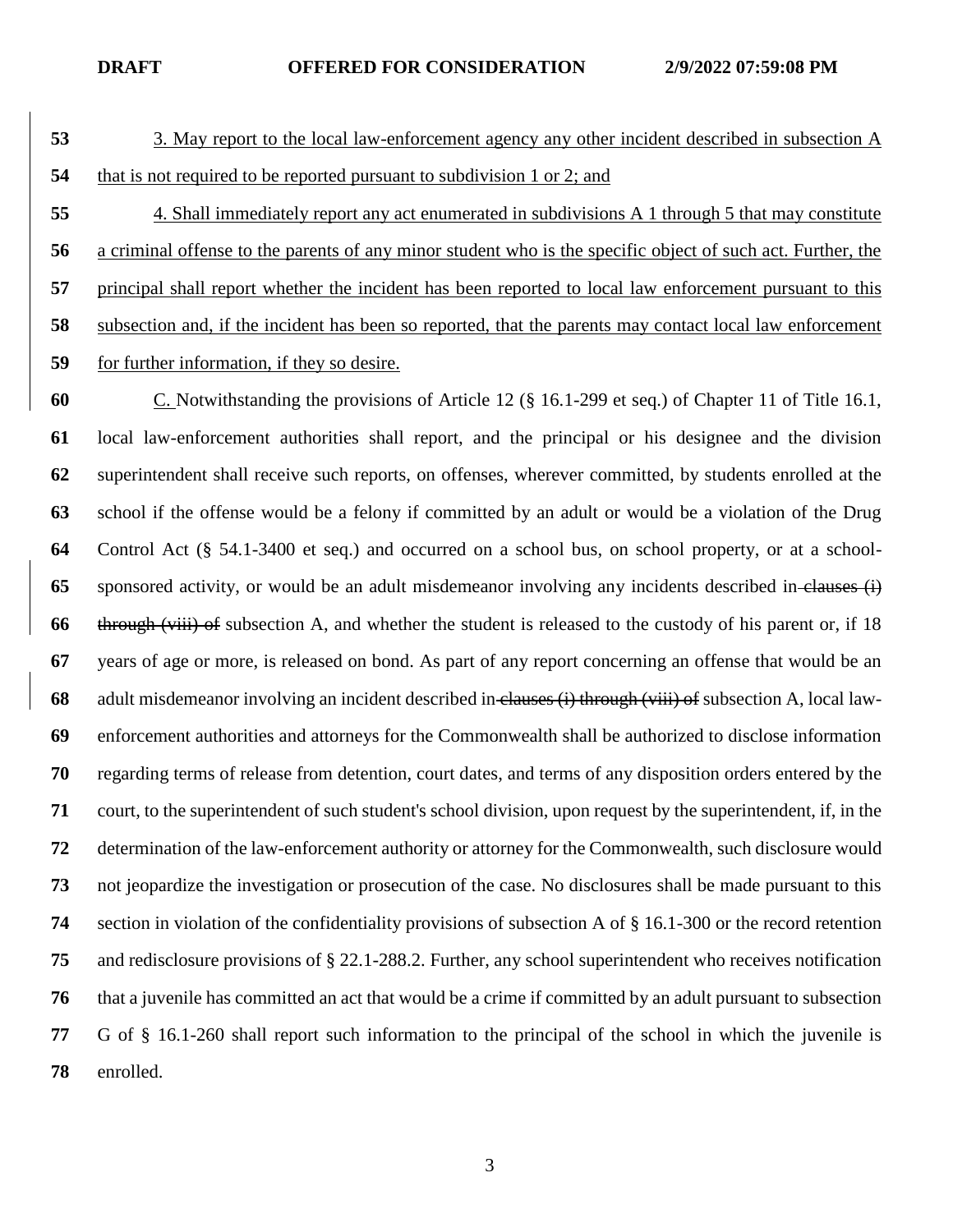3. May report to the local law-enforcement agency any other incident described in subsection A that is not required to be reported pursuant to subdivision 1 or 2; and

4. Shall immediately report any act enumerated in subdivisions A 1 through 5 that may constitute a criminal offense to the parents of any minor student who is the specific object of such act. Further, the principal shall report whether the incident has been reported to local law enforcement pursuant to this subsection and, if the incident has been so reported, that the parents may contact local law enforcement for further information, if they so desire.

C. Notwithstanding the provisions of Article 12 (§ 16.1-299 et seq.) of Chapter 11 of Title 16.1, local law-enforcement authorities shall report, and the principal or his designee and the division superintendent shall receive such reports, on offenses, wherever committed, by students enrolled at the school if the offense would be a felony if committed by an adult or would be a violation of the Drug Control Act (§ 54.1-3400 et seq.) and occurred on a school bus, on school property, or at a school-sponsored activity, or would be an adult misdemeanor involving any incidents described in ~~clauses (i) through (viii) of~~ subsection A, and whether the student is released to the custody of his parent or, if 18 years of age or more, is released on bond. As part of any report concerning an offense that would be an adult misdemeanor involving an incident described in ~~clauses (i) through (viii) of~~ subsection A, local law-enforcement authorities and attorneys for the Commonwealth shall be authorized to disclose information regarding terms of release from detention, court dates, and terms of any disposition orders entered by the court, to the superintendent of such student's school division, upon request by the superintendent, if, in the determination of the law-enforcement authority or attorney for the Commonwealth, such disclosure would not jeopardize the investigation or prosecution of the case. No disclosures shall be made pursuant to this section in violation of the confidentiality provisions of subsection A of § 16.1-300 or the record retention and redisclosure provisions of § 22.1-288.2. Further, any school superintendent who receives notification that a juvenile has committed an act that would be a crime if committed by an adult pursuant to subsection G of § 16.1-260 shall report such information to the principal of the school in which the juvenile is enrolled.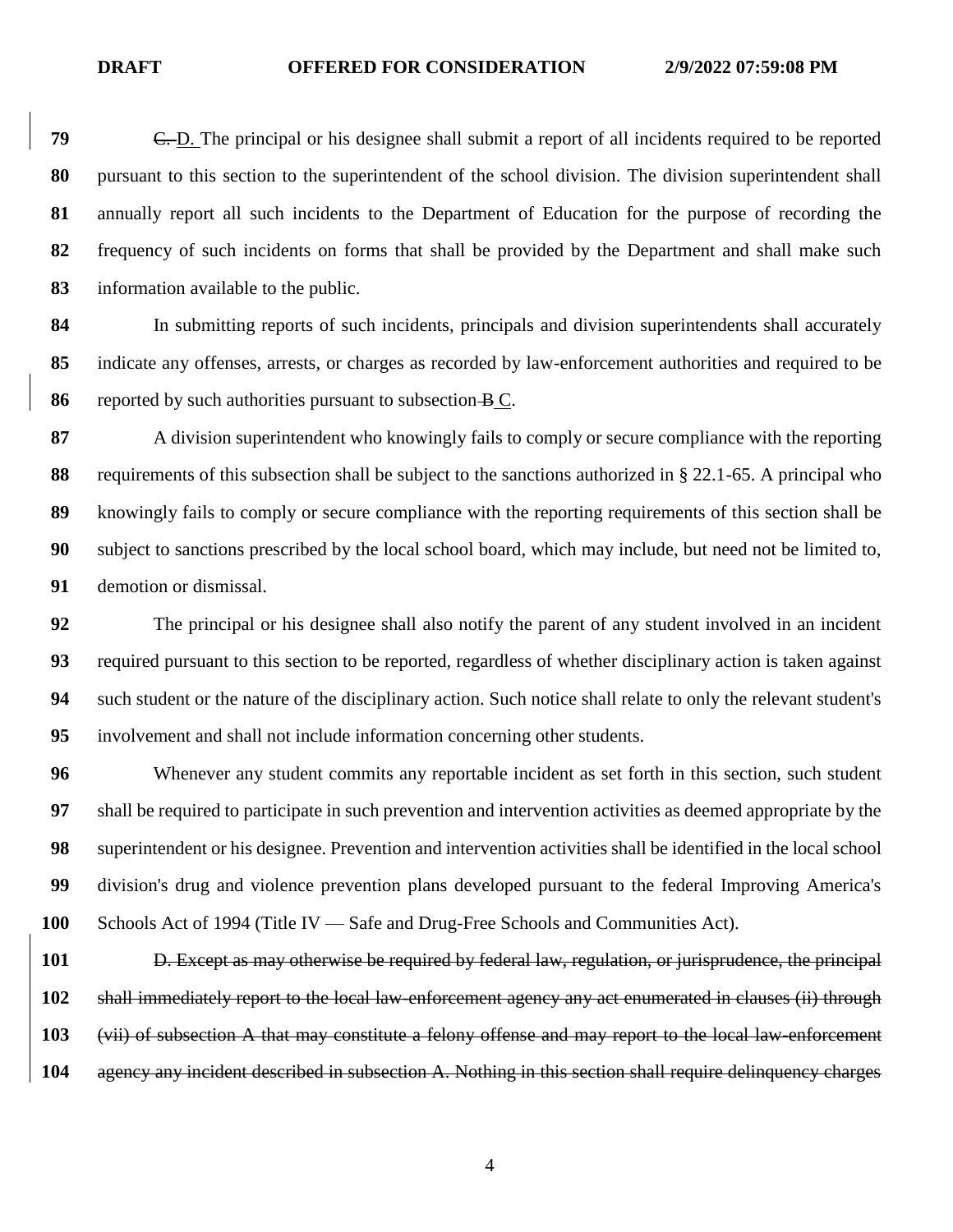~~C.~~ D. The principal or his designee shall submit a report of all incidents required to be reported pursuant to this section to the superintendent of the school division. The division superintendent shall annually report all such incidents to the Department of Education for the purpose of recording the frequency of such incidents on forms that shall be provided by the Department and shall make such information available to the public.

In submitting reports of such incidents, principals and division superintendents shall accurately indicate any offenses, arrests, or charges as recorded by law-enforcement authorities and required to be reported by such authorities pursuant to subsection ~~B~~ C.

A division superintendent who knowingly fails to comply or secure compliance with the reporting requirements of this subsection shall be subject to the sanctions authorized in § 22.1-65. A principal who knowingly fails to comply or secure compliance with the reporting requirements of this section shall be subject to sanctions prescribed by the local school board, which may include, but need not be limited to, demotion or dismissal.

The principal or his designee shall also notify the parent of any student involved in an incident required pursuant to this section to be reported, regardless of whether disciplinary action is taken against such student or the nature of the disciplinary action. Such notice shall relate to only the relevant student's involvement and shall not include information concerning other students.

Whenever any student commits any reportable incident as set forth in this section, such student shall be required to participate in such prevention and intervention activities as deemed appropriate by the superintendent or his designee. Prevention and intervention activities shall be identified in the local school division's drug and violence prevention plans developed pursuant to the federal Improving America's Schools Act of 1994 (Title IV — Safe and Drug-Free Schools and Communities Act).

~~D. Except as may otherwise be required by federal law, regulation, or jurisprudence, the principal shall immediately report to the local law-enforcement agency any act enumerated in clauses (ii) through (vii) of subsection A that may constitute a felony offense and may report to the local law-enforcement agency any incident described in subsection A. Nothing in this section shall require delinquency charges~~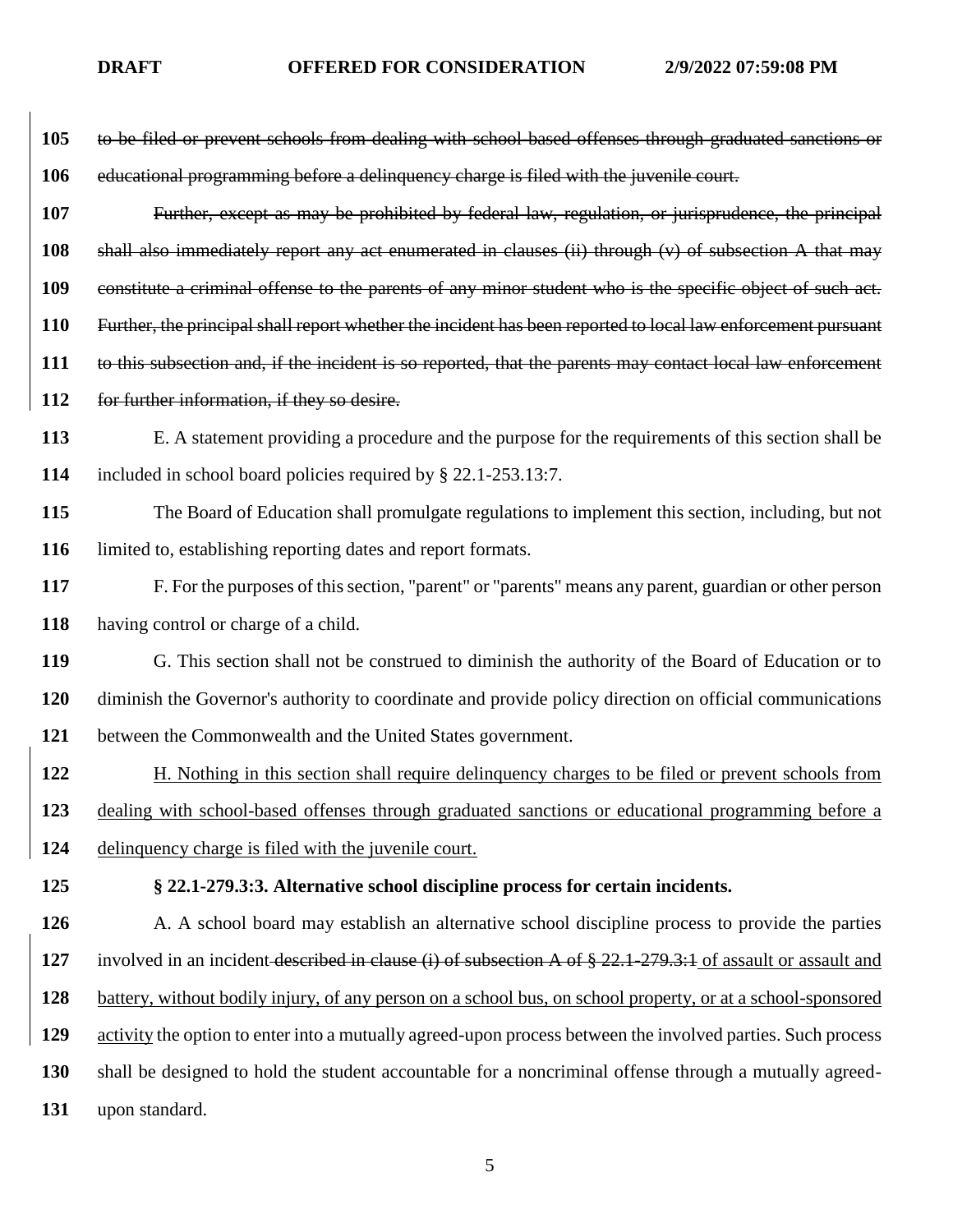~~to be filed or prevent schools from dealing with school-based offenses through graduated sanctions or educational programming before a delinquency charge is filed with the juvenile court.~~

~~Further, except as may be prohibited by federal law, regulation, or jurisprudence, the principal shall also immediately report any act enumerated in clauses (ii) through (v) of subsection A that may constitute a criminal offense to the parents of any minor student who is the specific object of such act. Further, the principal shall report whether the incident has been reported to local law enforcement pursuant to this subsection and, if the incident is so reported, that the parents may contact local law enforcement for further information, if they so desire.~~

E. A statement providing a procedure and the purpose for the requirements of this section shall be included in school board policies required by § 22.1-253.13:7.

The Board of Education shall promulgate regulations to implement this section, including, but not limited to, establishing reporting dates and report formats.

F. For the purposes of this section, "parent" or "parents" means any parent, guardian or other person having control or charge of a child.

G. This section shall not be construed to diminish the authority of the Board of Education or to diminish the Governor's authority to coordinate and provide policy direction on official communications between the Commonwealth and the United States government.

<u>H. Nothing in this section shall require delinquency charges to be filed or prevent schools from dealing with school-based offenses through graduated sanctions or educational programming before a delinquency charge is filed with the juvenile court.</u>

**§ 22.1-279.3:3. Alternative school discipline process for certain incidents.**

A. A school board may establish an alternative school discipline process to provide the parties involved in an incident ~~described in clause (i) of subsection A of § 22.1-279.3:1~~ <u>of assault or assault and battery, without bodily injury, of any person on a school bus, on school property, or at a school-sponsored activity</u> the option to enter into a mutually agreed-upon process between the involved parties. Such process shall be designed to hold the student accountable for a noncriminal offense through a mutually agreed-upon standard.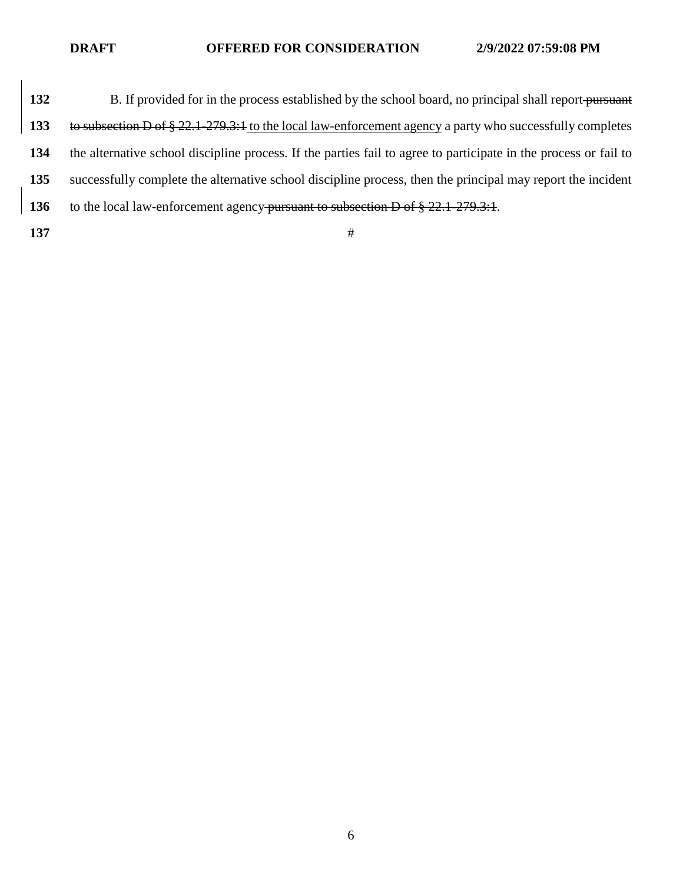B. If provided for in the process established by the school board, no principal shall report ~~pursuant to subsection D of § 22.1-279.3:1~~ <u>to the local law-enforcement agency</u> a party who successfully completes the alternative school discipline process. If the parties fail to agree to participate in the process or fail to successfully complete the alternative school discipline process, then the principal may report the incident to the local law-enforcement agency ~~pursuant to subsection D of § 22.1-279.3:1~~.

#